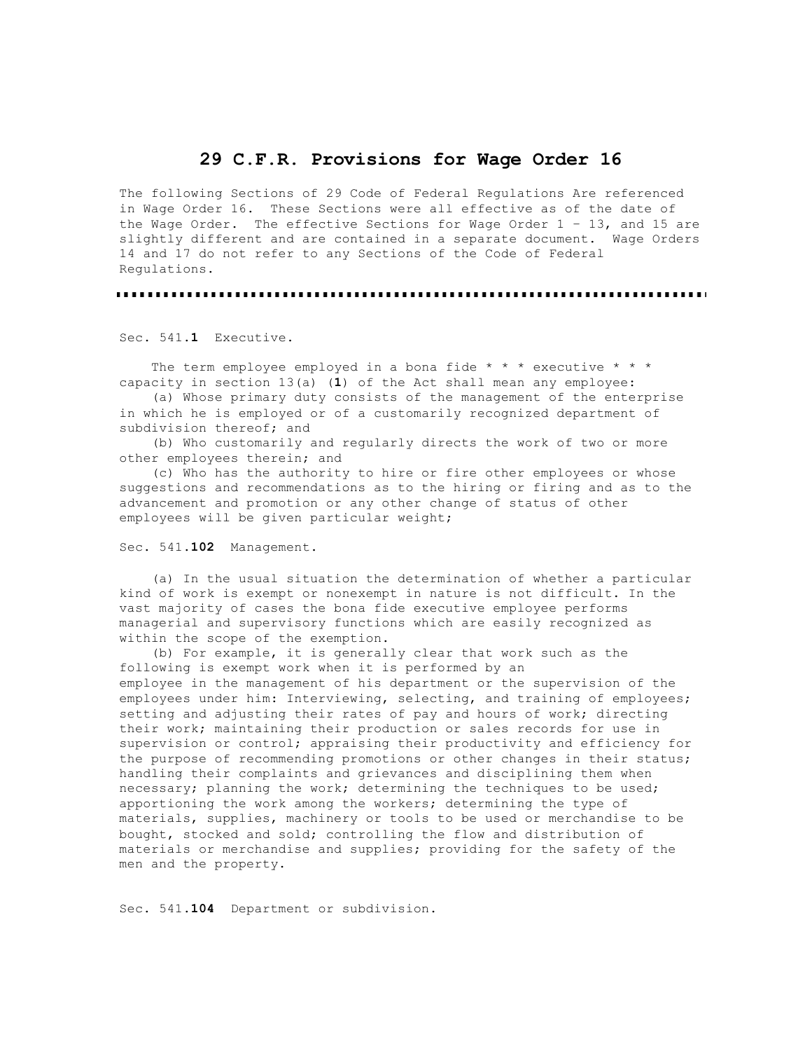# 29 C.F.R. Provisions for Wage Order 16

The following Sections of 29 Code of Federal Regulations Are referenced in Wage Order 16. These Sections were all effective as of the date of the Wage Order. The effective Sections for Wage Order 1 – 13, and 15 are slightly different and are contained in a separate document. Wage Orders 14 and 17 do not refer to any Sections of the Code of Federal Regulations.

---

Sec. 541.**1** Executive.

The term employee employed in a bona fide * * * executive * * * capacity in section 13(a) (**1**) of the Act shall mean any employee:

(a) Whose primary duty consists of the management of the enterprise in which he is employed or of a customarily recognized department of subdivision thereof; and

(b) Who customarily and regularly directs the work of two or more other employees therein; and

(c) Who has the authority to hire or fire other employees or whose suggestions and recommendations as to the hiring or firing and as to the advancement and promotion or any other change of status of other employees will be given particular weight;

Sec. 541.**102** Management.

(a) In the usual situation the determination of whether a particular kind of work is exempt or nonexempt in nature is not difficult. In the vast majority of cases the bona fide executive employee performs managerial and supervisory functions which are easily recognized as within the scope of the exemption.

(b) For example, it is generally clear that work such as the following is exempt work when it is performed by an employee in the management of his department or the supervision of the employees under him: Interviewing, selecting, and training of employees; setting and adjusting their rates of pay and hours of work; directing their work; maintaining their production or sales records for use in supervision or control; appraising their productivity and efficiency for the purpose of recommending promotions or other changes in their status; handling their complaints and grievances and disciplining them when necessary; planning the work; determining the techniques to be used; apportioning the work among the workers; determining the type of materials, supplies, machinery or tools to be used or merchandise to be bought, stocked and sold; controlling the flow and distribution of materials or merchandise and supplies; providing for the safety of the men and the property.

Sec. 541.**104** Department or subdivision.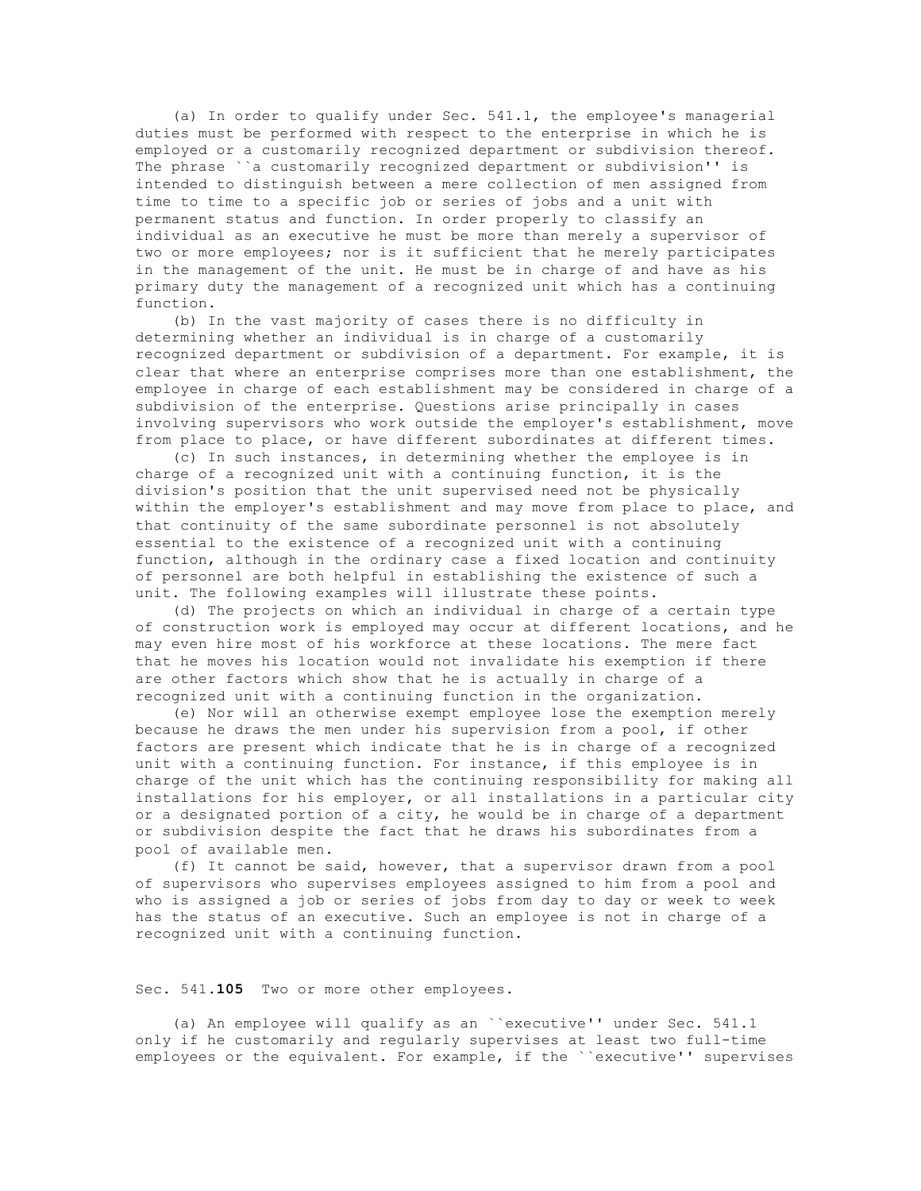(a) In order to qualify under Sec. 541.1, the employee's managerial duties must be performed with respect to the enterprise in which he is employed or a customarily recognized department or subdivision thereof. The phrase ``a customarily recognized department or subdivision'' is intended to distinguish between a mere collection of men assigned from time to time to a specific job or series of jobs and a unit with permanent status and function. In order properly to classify an individual as an executive he must be more than merely a supervisor of two or more employees; nor is it sufficient that he merely participates in the management of the unit. He must be in charge of and have as his primary duty the management of a recognized unit which has a continuing function.

(b) In the vast majority of cases there is no difficulty in determining whether an individual is in charge of a customarily recognized department or subdivision of a department. For example, it is clear that where an enterprise comprises more than one establishment, the employee in charge of each establishment may be considered in charge of a subdivision of the enterprise. Questions arise principally in cases involving supervisors who work outside the employer's establishment, move from place to place, or have different subordinates at different times.

(c) In such instances, in determining whether the employee is in charge of a recognized unit with a continuing function, it is the division's position that the unit supervised need not be physically within the employer's establishment and may move from place to place, and that continuity of the same subordinate personnel is not absolutely essential to the existence of a recognized unit with a continuing function, although in the ordinary case a fixed location and continuity of personnel are both helpful in establishing the existence of such a unit. The following examples will illustrate these points.

(d) The projects on which an individual in charge of a certain type of construction work is employed may occur at different locations, and he may even hire most of his workforce at these locations. The mere fact that he moves his location would not invalidate his exemption if there are other factors which show that he is actually in charge of a recognized unit with a continuing function in the organization.

(e) Nor will an otherwise exempt employee lose the exemption merely because he draws the men under his supervision from a pool, if other factors are present which indicate that he is in charge of a recognized unit with a continuing function. For instance, if this employee is in charge of the unit which has the continuing responsibility for making all installations for his employer, or all installations in a particular city or a designated portion of a city, he would be in charge of a department or subdivision despite the fact that he draws his subordinates from a pool of available men.

(f) It cannot be said, however, that a supervisor drawn from a pool of supervisors who supervises employees assigned to him from a pool and who is assigned a job or series of jobs from day to day or week to week has the status of an executive. Such an employee is not in charge of a recognized unit with a continuing function.

Sec. 541.**105** Two or more other employees.

(a) An employee will qualify as an ``executive'' under Sec. 541.1 only if he customarily and regularly supervises at least two full-time employees or the equivalent. For example, if the ``executive'' supervises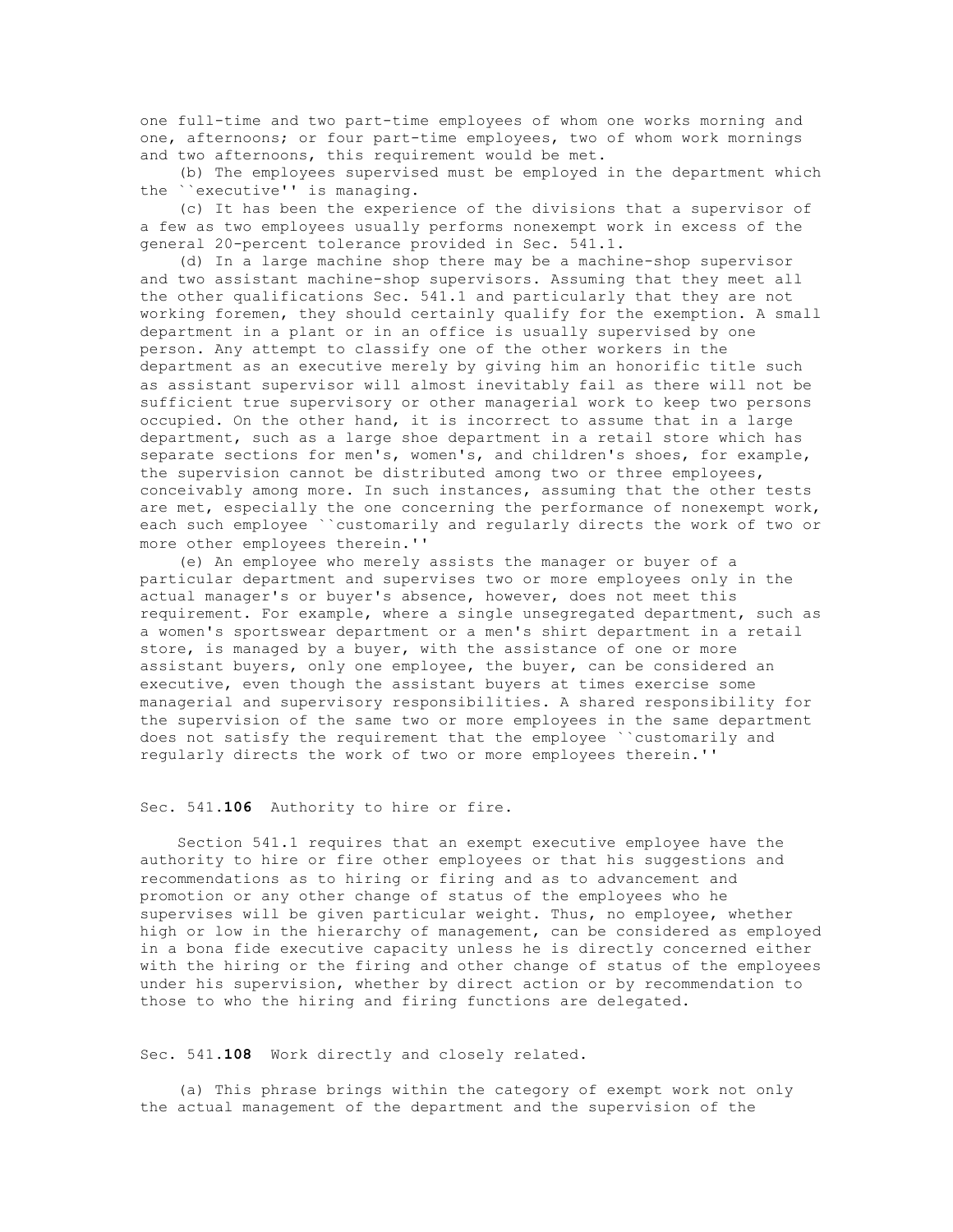one full-time and two part-time employees of whom one works morning and one, afternoons; or four part-time employees, two of whom work mornings and two afternoons, this requirement would be met.

(b) The employees supervised must be employed in the department which the ``executive'' is managing.

(c) It has been the experience of the divisions that a supervisor of a few as two employees usually performs nonexempt work in excess of the general 20-percent tolerance provided in Sec. 541.1.

(d) In a large machine shop there may be a machine-shop supervisor and two assistant machine-shop supervisors. Assuming that they meet all the other qualifications Sec. 541.1 and particularly that they are not working foremen, they should certainly qualify for the exemption. A small department in a plant or in an office is usually supervised by one person. Any attempt to classify one of the other workers in the department as an executive merely by giving him an honorific title such as assistant supervisor will almost inevitably fail as there will not be sufficient true supervisory or other managerial work to keep two persons occupied. On the other hand, it is incorrect to assume that in a large department, such as a large shoe department in a retail store which has separate sections for men's, women's, and children's shoes, for example, the supervision cannot be distributed among two or three employees, conceivably among more. In such instances, assuming that the other tests are met, especially the one concerning the performance of nonexempt work, each such employee ``customarily and regularly directs the work of two or more other employees therein.''

(e) An employee who merely assists the manager or buyer of a particular department and supervises two or more employees only in the actual manager's or buyer's absence, however, does not meet this requirement. For example, where a single unsegregated department, such as a women's sportswear department or a men's shirt department in a retail store, is managed by a buyer, with the assistance of one or more assistant buyers, only one employee, the buyer, can be considered an executive, even though the assistant buyers at times exercise some managerial and supervisory responsibilities. A shared responsibility for the supervision of the same two or more employees in the same department does not satisfy the requirement that the employee ``customarily and regularly directs the work of two or more employees therein.''

Sec. 541.**106** Authority to hire or fire.

Section 541.1 requires that an exempt executive employee have the authority to hire or fire other employees or that his suggestions and recommendations as to hiring or firing and as to advancement and promotion or any other change of status of the employees who he supervises will be given particular weight. Thus, no employee, whether high or low in the hierarchy of management, can be considered as employed in a bona fide executive capacity unless he is directly concerned either with the hiring or the firing and other change of status of the employees under his supervision, whether by direct action or by recommendation to those to who the hiring and firing functions are delegated.

Sec. 541.**108** Work directly and closely related.

(a) This phrase brings within the category of exempt work not only the actual management of the department and the supervision of the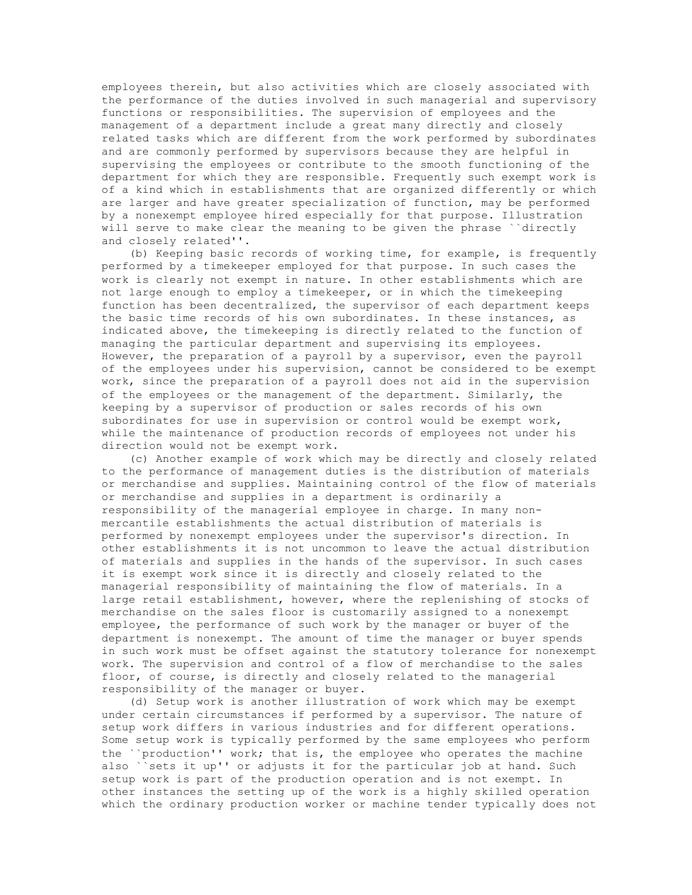employees therein, but also activities which are closely associated with the performance of the duties involved in such managerial and supervisory functions or responsibilities. The supervision of employees and the management of a department include a great many directly and closely related tasks which are different from the work performed by subordinates and are commonly performed by supervisors because they are helpful in supervising the employees or contribute to the smooth functioning of the department for which they are responsible. Frequently such exempt work is of a kind which in establishments that are organized differently or which are larger and have greater specialization of function, may be performed by a nonexempt employee hired especially for that purpose. Illustration will serve to make clear the meaning to be given the phrase ``directly and closely related''.

(b) Keeping basic records of working time, for example, is frequently performed by a timekeeper employed for that purpose. In such cases the work is clearly not exempt in nature. In other establishments which are not large enough to employ a timekeeper, or in which the timekeeping function has been decentralized, the supervisor of each department keeps the basic time records of his own subordinates. In these instances, as indicated above, the timekeeping is directly related to the function of managing the particular department and supervising its employees. However, the preparation of a payroll by a supervisor, even the payroll of the employees under his supervision, cannot be considered to be exempt work, since the preparation of a payroll does not aid in the supervision of the employees or the management of the department. Similarly, the keeping by a supervisor of production or sales records of his own subordinates for use in supervision or control would be exempt work, while the maintenance of production records of employees not under his direction would not be exempt work.

(c) Another example of work which may be directly and closely related to the performance of management duties is the distribution of materials or merchandise and supplies. Maintaining control of the flow of materials or merchandise and supplies in a department is ordinarily a responsibility of the managerial employee in charge. In many non-mercantile establishments the actual distribution of materials is performed by nonexempt employees under the supervisor's direction. In other establishments it is not uncommon to leave the actual distribution of materials and supplies in the hands of the supervisor. In such cases it is exempt work since it is directly and closely related to the managerial responsibility of maintaining the flow of materials. In a large retail establishment, however, where the replenishing of stocks of merchandise on the sales floor is customarily assigned to a nonexempt employee, the performance of such work by the manager or buyer of the department is nonexempt. The amount of time the manager or buyer spends in such work must be offset against the statutory tolerance for nonexempt work. The supervision and control of a flow of merchandise to the sales floor, of course, is directly and closely related to the managerial responsibility of the manager or buyer.

(d) Setup work is another illustration of work which may be exempt under certain circumstances if performed by a supervisor. The nature of setup work differs in various industries and for different operations. Some setup work is typically performed by the same employees who perform the ``production'' work; that is, the employee who operates the machine also ``sets it up'' or adjusts it for the particular job at hand. Such setup work is part of the production operation and is not exempt. In other instances the setting up of the work is a highly skilled operation which the ordinary production worker or machine tender typically does not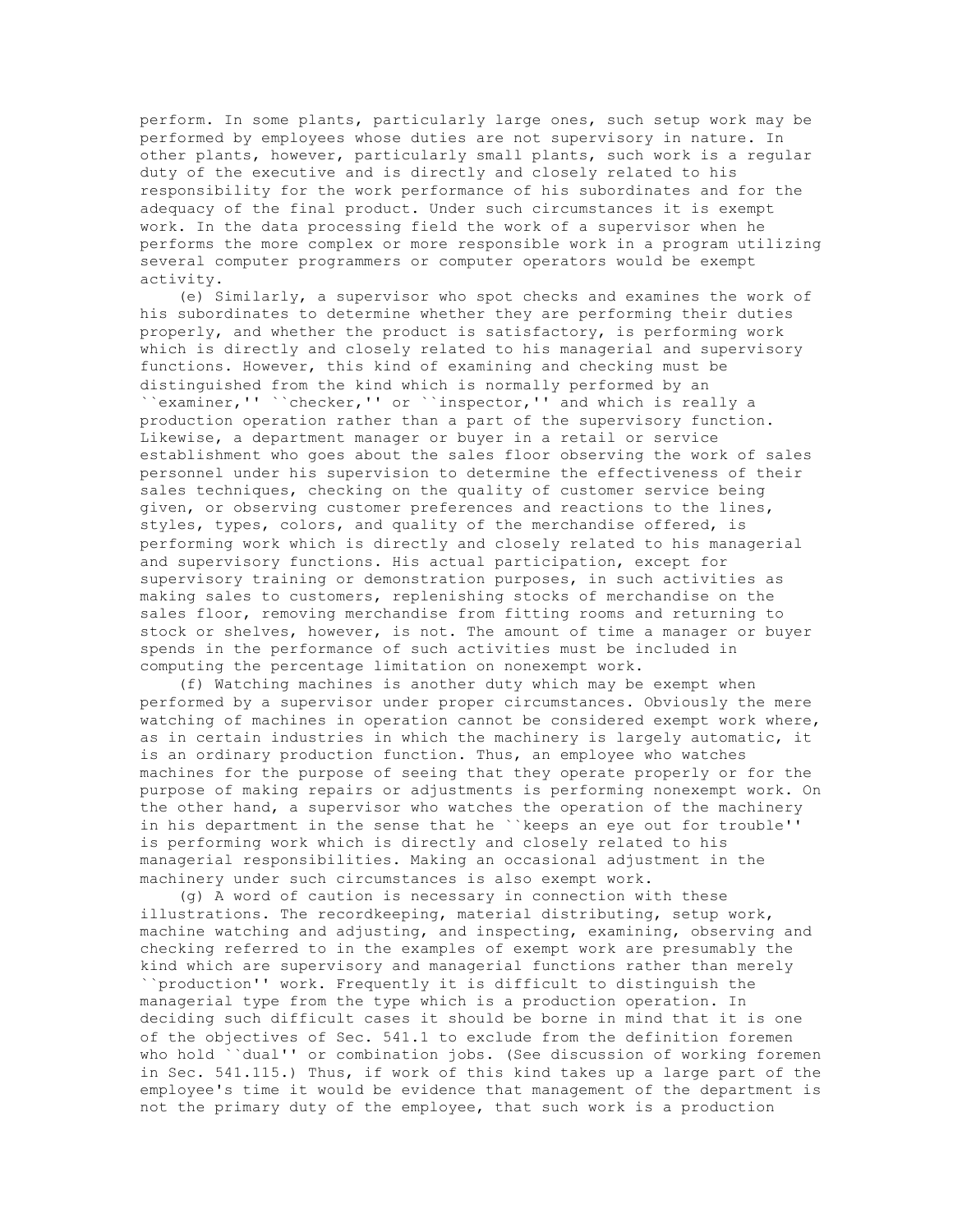perform. In some plants, particularly large ones, such setup work may be performed by employees whose duties are not supervisory in nature. In other plants, however, particularly small plants, such work is a regular duty of the executive and is directly and closely related to his responsibility for the work performance of his subordinates and for the adequacy of the final product. Under such circumstances it is exempt work. In the data processing field the work of a supervisor when he performs the more complex or more responsible work in a program utilizing several computer programmers or computer operators would be exempt activity.

(e) Similarly, a supervisor who spot checks and examines the work of his subordinates to determine whether they are performing their duties properly, and whether the product is satisfactory, is performing work which is directly and closely related to his managerial and supervisory functions. However, this kind of examining and checking must be distinguished from the kind which is normally performed by an ``examiner,'' ``checker,'' or ``inspector,'' and which is really a production operation rather than a part of the supervisory function. Likewise, a department manager or buyer in a retail or service establishment who goes about the sales floor observing the work of sales personnel under his supervision to determine the effectiveness of their sales techniques, checking on the quality of customer service being given, or observing customer preferences and reactions to the lines, styles, types, colors, and quality of the merchandise offered, is performing work which is directly and closely related to his managerial and supervisory functions. His actual participation, except for supervisory training or demonstration purposes, in such activities as making sales to customers, replenishing stocks of merchandise on the sales floor, removing merchandise from fitting rooms and returning to stock or shelves, however, is not. The amount of time a manager or buyer spends in the performance of such activities must be included in computing the percentage limitation on nonexempt work.

(f) Watching machines is another duty which may be exempt when performed by a supervisor under proper circumstances. Obviously the mere watching of machines in operation cannot be considered exempt work where, as in certain industries in which the machinery is largely automatic, it is an ordinary production function. Thus, an employee who watches machines for the purpose of seeing that they operate properly or for the purpose of making repairs or adjustments is performing nonexempt work. On the other hand, a supervisor who watches the operation of the machinery in his department in the sense that he ``keeps an eye out for trouble'' is performing work which is directly and closely related to his managerial responsibilities. Making an occasional adjustment in the machinery under such circumstances is also exempt work.

(g) A word of caution is necessary in connection with these illustrations. The recordkeeping, material distributing, setup work, machine watching and adjusting, and inspecting, examining, observing and checking referred to in the examples of exempt work are presumably the kind which are supervisory and managerial functions rather than merely ``production'' work. Frequently it is difficult to distinguish the managerial type from the type which is a production operation. In deciding such difficult cases it should be borne in mind that it is one of the objectives of Sec. 541.1 to exclude from the definition foremen who hold ``dual'' or combination jobs. (See discussion of working foremen in Sec. 541.115.) Thus, if work of this kind takes up a large part of the employee's time it would be evidence that management of the department is not the primary duty of the employee, that such work is a production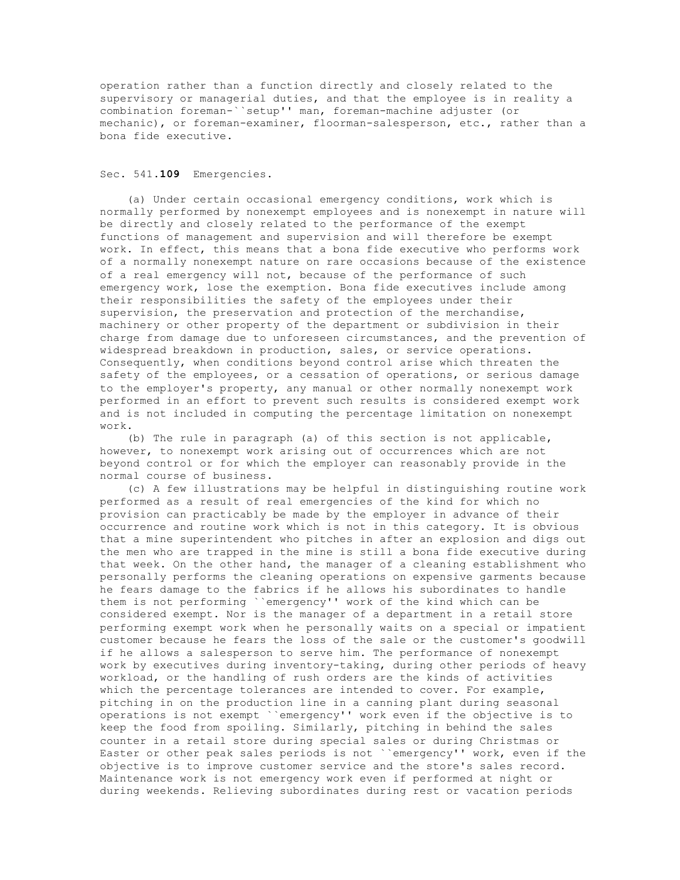operation rather than a function directly and closely related to the supervisory or managerial duties, and that the employee is in reality a combination foreman-``setup'' man, foreman-machine adjuster (or mechanic), or foreman-examiner, floorman-salesperson, etc., rather than a bona fide executive.

## Sec. 541.**109** Emergencies.

(a) Under certain occasional emergency conditions, work which is normally performed by nonexempt employees and is nonexempt in nature will be directly and closely related to the performance of the exempt functions of management and supervision and will therefore be exempt work. In effect, this means that a bona fide executive who performs work of a normally nonexempt nature on rare occasions because of the existence of a real emergency will not, because of the performance of such emergency work, lose the exemption. Bona fide executives include among their responsibilities the safety of the employees under their supervision, the preservation and protection of the merchandise, machinery or other property of the department or subdivision in their charge from damage due to unforeseen circumstances, and the prevention of widespread breakdown in production, sales, or service operations. Consequently, when conditions beyond control arise which threaten the safety of the employees, or a cessation of operations, or serious damage to the employer's property, any manual or other normally nonexempt work performed in an effort to prevent such results is considered exempt work and is not included in computing the percentage limitation on nonexempt work.

(b) The rule in paragraph (a) of this section is not applicable, however, to nonexempt work arising out of occurrences which are not beyond control or for which the employer can reasonably provide in the normal course of business.

(c) A few illustrations may be helpful in distinguishing routine work performed as a result of real emergencies of the kind for which no provision can practicably be made by the employer in advance of their occurrence and routine work which is not in this category. It is obvious that a mine superintendent who pitches in after an explosion and digs out the men who are trapped in the mine is still a bona fide executive during that week. On the other hand, the manager of a cleaning establishment who personally performs the cleaning operations on expensive garments because he fears damage to the fabrics if he allows his subordinates to handle them is not performing ``emergency'' work of the kind which can be considered exempt. Nor is the manager of a department in a retail store performing exempt work when he personally waits on a special or impatient customer because he fears the loss of the sale or the customer's goodwill if he allows a salesperson to serve him. The performance of nonexempt work by executives during inventory-taking, during other periods of heavy workload, or the handling of rush orders are the kinds of activities which the percentage tolerances are intended to cover. For example, pitching in on the production line in a canning plant during seasonal operations is not exempt ``emergency'' work even if the objective is to keep the food from spoiling. Similarly, pitching in behind the sales counter in a retail store during special sales or during Christmas or Easter or other peak sales periods is not ``emergency'' work, even if the objective is to improve customer service and the store's sales record. Maintenance work is not emergency work even if performed at night or during weekends. Relieving subordinates during rest or vacation periods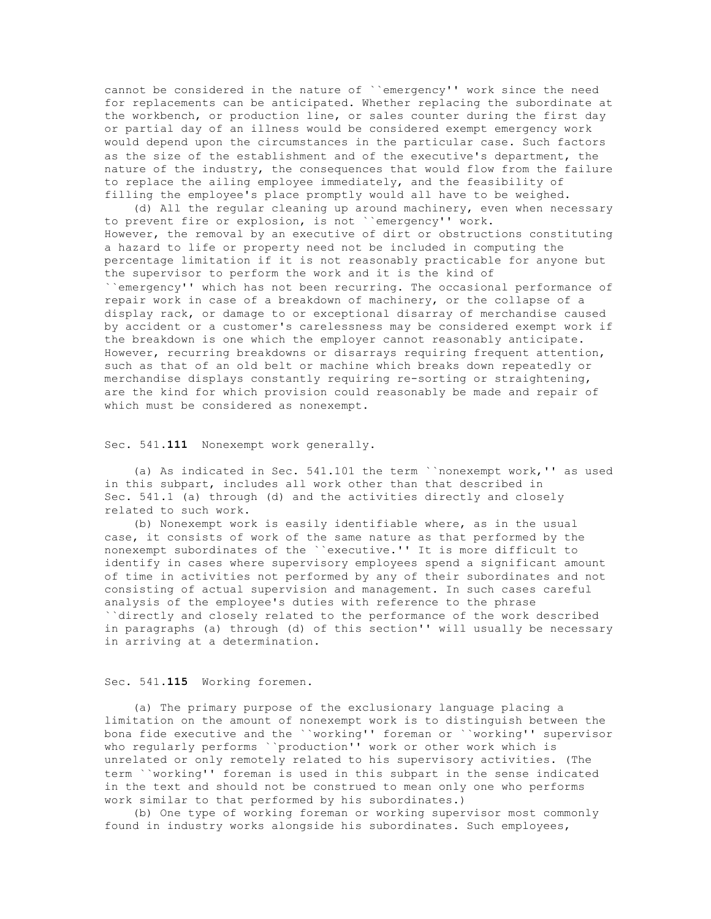cannot be considered in the nature of ``emergency'' work since the need for replacements can be anticipated. Whether replacing the subordinate at the workbench, or production line, or sales counter during the first day or partial day of an illness would be considered exempt emergency work would depend upon the circumstances in the particular case. Such factors as the size of the establishment and of the executive's department, the nature of the industry, the consequences that would flow from the failure to replace the ailing employee immediately, and the feasibility of filling the employee's place promptly would all have to be weighed.

(d) All the regular cleaning up around machinery, even when necessary to prevent fire or explosion, is not ``emergency'' work. However, the removal by an executive of dirt or obstructions constituting a hazard to life or property need not be included in computing the percentage limitation if it is not reasonably practicable for anyone but the supervisor to perform the work and it is the kind of ``emergency'' which has not been recurring. The occasional performance of repair work in case of a breakdown of machinery, or the collapse of a display rack, or damage to or exceptional disarray of merchandise caused by accident or a customer's carelessness may be considered exempt work if the breakdown is one which the employer cannot reasonably anticipate. However, recurring breakdowns or disarrays requiring frequent attention, such as that of an old belt or machine which breaks down repeatedly or merchandise displays constantly requiring re-sorting or straightening, are the kind for which provision could reasonably be made and repair of which must be considered as nonexempt.

Sec. 541.**111** Nonexempt work generally.

(a) As indicated in Sec. 541.101 the term ``nonexempt work,'' as used in this subpart, includes all work other than that described in Sec. 541.1 (a) through (d) and the activities directly and closely related to such work.

(b) Nonexempt work is easily identifiable where, as in the usual case, it consists of work of the same nature as that performed by the nonexempt subordinates of the ``executive.'' It is more difficult to identify in cases where supervisory employees spend a significant amount of time in activities not performed by any of their subordinates and not consisting of actual supervision and management. In such cases careful analysis of the employee's duties with reference to the phrase ``directly and closely related to the performance of the work described in paragraphs (a) through (d) of this section'' will usually be necessary in arriving at a determination.

Sec. 541.**115** Working foremen.

(a) The primary purpose of the exclusionary language placing a limitation on the amount of nonexempt work is to distinguish between the bona fide executive and the ``working'' foreman or ``working'' supervisor who regularly performs ``production'' work or other work which is unrelated or only remotely related to his supervisory activities. (The term ``working'' foreman is used in this subpart in the sense indicated in the text and should not be construed to mean only one who performs work similar to that performed by his subordinates.)

(b) One type of working foreman or working supervisor most commonly found in industry works alongside his subordinates. Such employees,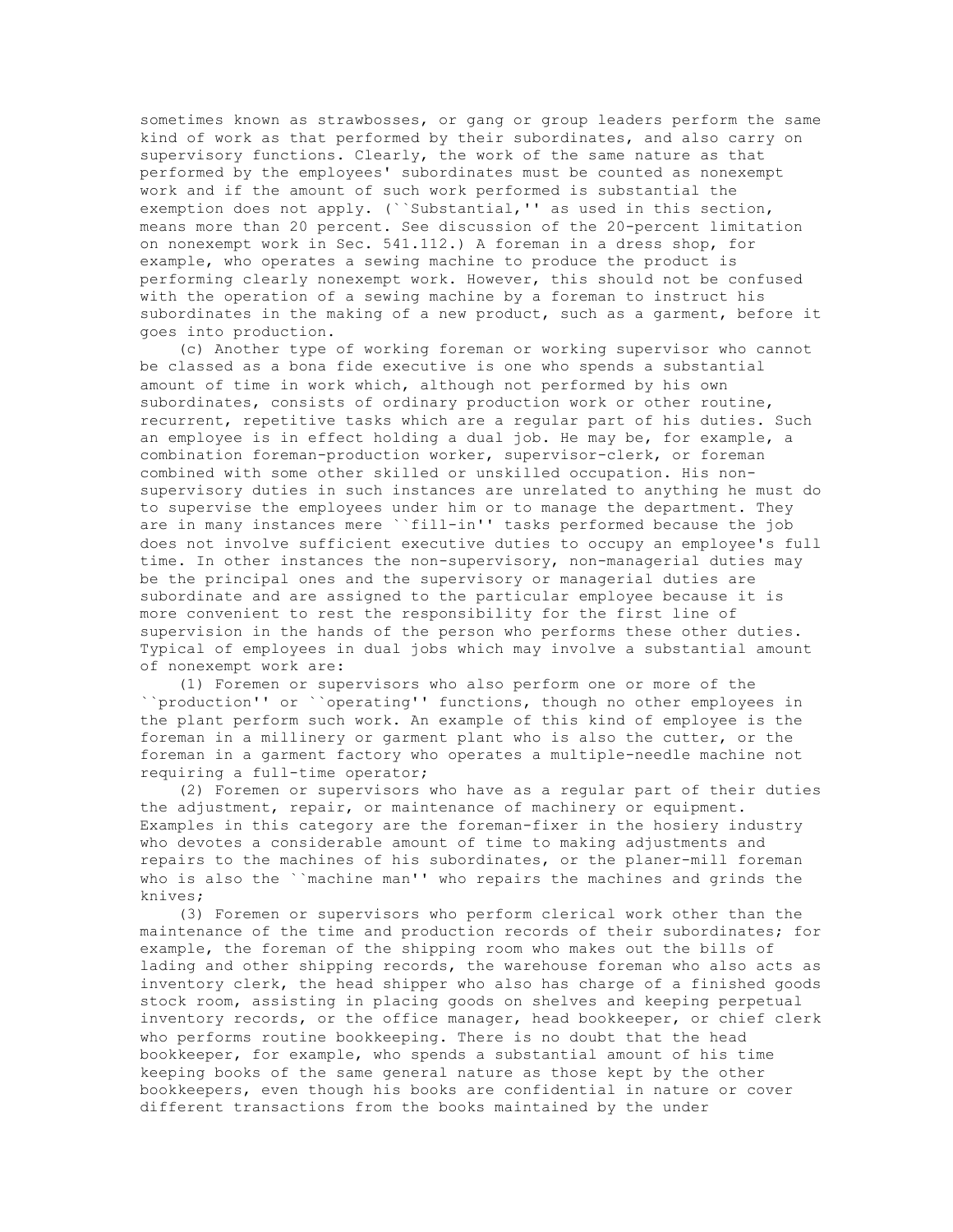sometimes known as strawbosses, or gang or group leaders perform the same kind of work as that performed by their subordinates, and also carry on supervisory functions. Clearly, the work of the same nature as that performed by the employees' subordinates must be counted as nonexempt work and if the amount of such work performed is substantial the exemption does not apply. (``Substantial,'' as used in this section, means more than 20 percent. See discussion of the 20-percent limitation on nonexempt work in Sec. 541.112.) A foreman in a dress shop, for example, who operates a sewing machine to produce the product is performing clearly nonexempt work. However, this should not be confused with the operation of a sewing machine by a foreman to instruct his subordinates in the making of a new product, such as a garment, before it goes into production.

(c) Another type of working foreman or working supervisor who cannot be classed as a bona fide executive is one who spends a substantial amount of time in work which, although not performed by his own subordinates, consists of ordinary production work or other routine, recurrent, repetitive tasks which are a regular part of his duties. Such an employee is in effect holding a dual job. He may be, for example, a combination foreman-production worker, supervisor-clerk, or foreman combined with some other skilled or unskilled occupation. His non-supervisory duties in such instances are unrelated to anything he must do to supervise the employees under him or to manage the department. They are in many instances mere ``fill-in'' tasks performed because the job does not involve sufficient executive duties to occupy an employee's full time. In other instances the non-supervisory, non-managerial duties may be the principal ones and the supervisory or managerial duties are subordinate and are assigned to the particular employee because it is more convenient to rest the responsibility for the first line of supervision in the hands of the person who performs these other duties. Typical of employees in dual jobs which may involve a substantial amount of nonexempt work are:

(1) Foremen or supervisors who also perform one or more of the ``production'' or ``operating'' functions, though no other employees in the plant perform such work. An example of this kind of employee is the foreman in a millinery or garment plant who is also the cutter, or the foreman in a garment factory who operates a multiple-needle machine not requiring a full-time operator;

(2) Foremen or supervisors who have as a regular part of their duties the adjustment, repair, or maintenance of machinery or equipment. Examples in this category are the foreman-fixer in the hosiery industry who devotes a considerable amount of time to making adjustments and repairs to the machines of his subordinates, or the planer-mill foreman who is also the ``machine man'' who repairs the machines and grinds the knives;

(3) Foremen or supervisors who perform clerical work other than the maintenance of the time and production records of their subordinates; for example, the foreman of the shipping room who makes out the bills of lading and other shipping records, the warehouse foreman who also acts as inventory clerk, the head shipper who also has charge of a finished goods stock room, assisting in placing goods on shelves and keeping perpetual inventory records, or the office manager, head bookkeeper, or chief clerk who performs routine bookkeeping. There is no doubt that the head bookkeeper, for example, who spends a substantial amount of his time keeping books of the same general nature as those kept by the other bookkeepers, even though his books are confidential in nature or cover different transactions from the books maintained by the under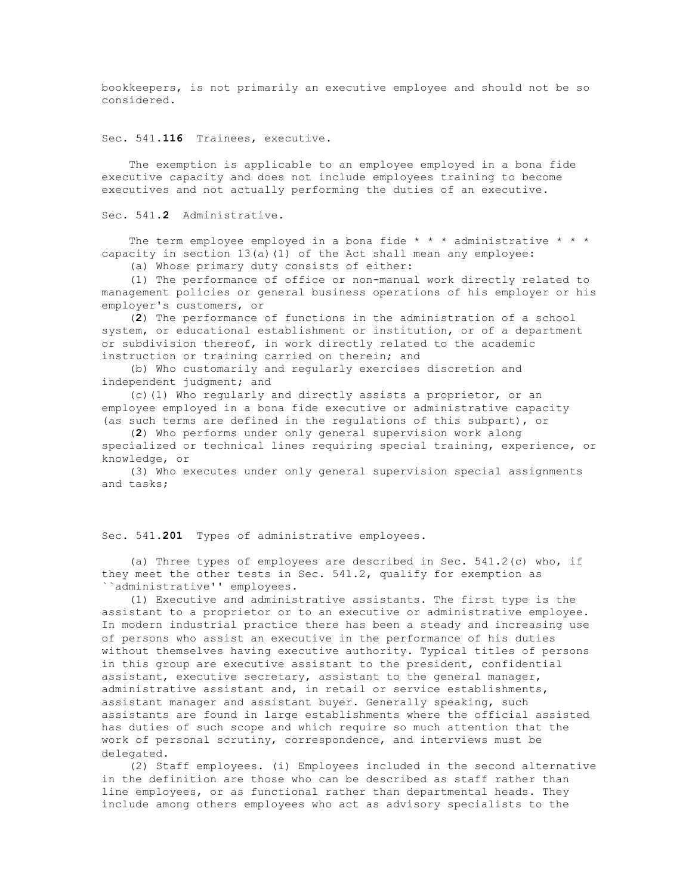bookkeepers, is not primarily an executive employee and should not be so considered.

Sec. 541.**116** Trainees, executive.

The exemption is applicable to an employee employed in a bona fide executive capacity and does not include employees training to become executives and not actually performing the duties of an executive.

Sec. 541.**2** Administrative.

The term employee employed in a bona fide * * * administrative * * * capacity in section 13(a)(1) of the Act shall mean any employee:

(a) Whose primary duty consists of either:

(1) The performance of office or non-manual work directly related to management policies or general business operations of his employer or his employer's customers, or

(**2**) The performance of functions in the administration of a school system, or educational establishment or institution, or of a department or subdivision thereof, in work directly related to the academic instruction or training carried on therein; and

(b) Who customarily and regularly exercises discretion and independent judgment; and

(c)(1) Who regularly and directly assists a proprietor, or an employee employed in a bona fide executive or administrative capacity (as such terms are defined in the regulations of this subpart), or

(**2**) Who performs under only general supervision work along specialized or technical lines requiring special training, experience, or knowledge, or

(3) Who executes under only general supervision special assignments and tasks;

Sec. 541.**201** Types of administrative employees.

(a) Three types of employees are described in Sec. 541.2(c) who, if they meet the other tests in Sec. 541.2, qualify for exemption as ``administrative'' employees.

(1) Executive and administrative assistants. The first type is the assistant to a proprietor or to an executive or administrative employee. In modern industrial practice there has been a steady and increasing use of persons who assist an executive in the performance of his duties without themselves having executive authority. Typical titles of persons in this group are executive assistant to the president, confidential assistant, executive secretary, assistant to the general manager, administrative assistant and, in retail or service establishments, assistant manager and assistant buyer. Generally speaking, such assistants are found in large establishments where the official assisted has duties of such scope and which require so much attention that the work of personal scrutiny, correspondence, and interviews must be delegated.

(2) Staff employees. (i) Employees included in the second alternative in the definition are those who can be described as staff rather than line employees, or as functional rather than departmental heads. They include among others employees who act as advisory specialists to the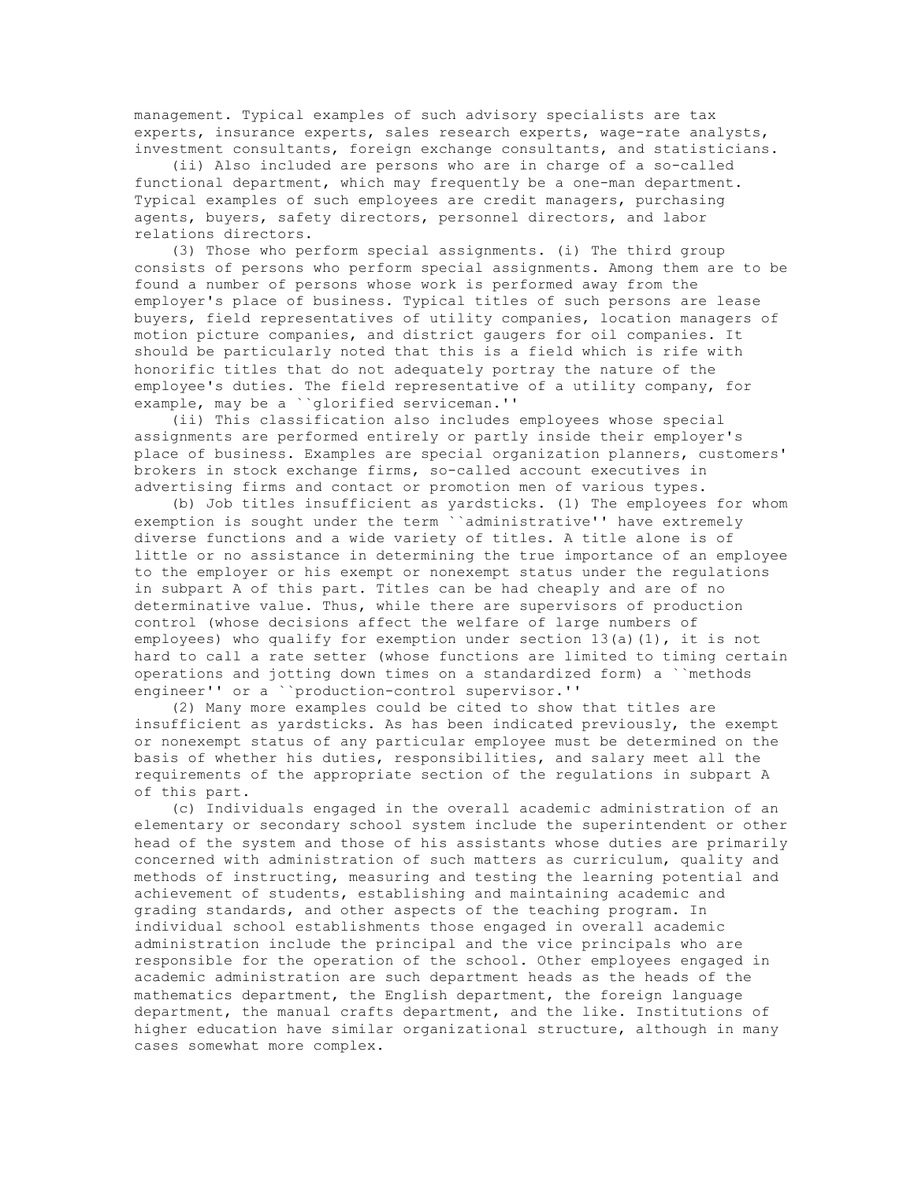management. Typical examples of such advisory specialists are tax experts, insurance experts, sales research experts, wage-rate analysts, investment consultants, foreign exchange consultants, and statisticians.

(ii) Also included are persons who are in charge of a so-called functional department, which may frequently be a one-man department. Typical examples of such employees are credit managers, purchasing agents, buyers, safety directors, personnel directors, and labor relations directors.

(3) Those who perform special assignments. (i) The third group consists of persons who perform special assignments. Among them are to be found a number of persons whose work is performed away from the employer's place of business. Typical titles of such persons are lease buyers, field representatives of utility companies, location managers of motion picture companies, and district gaugers for oil companies. It should be particularly noted that this is a field which is rife with honorific titles that do not adequately portray the nature of the employee's duties. The field representative of a utility company, for example, may be a ``glorified serviceman.''

(ii) This classification also includes employees whose special assignments are performed entirely or partly inside their employer's place of business. Examples are special organization planners, customers' brokers in stock exchange firms, so-called account executives in advertising firms and contact or promotion men of various types.

(b) Job titles insufficient as yardsticks. (1) The employees for whom exemption is sought under the term ``administrative'' have extremely diverse functions and a wide variety of titles. A title alone is of little or no assistance in determining the true importance of an employee to the employer or his exempt or nonexempt status under the regulations in subpart A of this part. Titles can be had cheaply and are of no determinative value. Thus, while there are supervisors of production control (whose decisions affect the welfare of large numbers of employees) who qualify for exemption under section 13(a)(1), it is not hard to call a rate setter (whose functions are limited to timing certain operations and jotting down times on a standardized form) a ``methods engineer'' or a ``production-control supervisor.''

(2) Many more examples could be cited to show that titles are insufficient as yardsticks. As has been indicated previously, the exempt or nonexempt status of any particular employee must be determined on the basis of whether his duties, responsibilities, and salary meet all the requirements of the appropriate section of the regulations in subpart A of this part.

(c) Individuals engaged in the overall academic administration of an elementary or secondary school system include the superintendent or other head of the system and those of his assistants whose duties are primarily concerned with administration of such matters as curriculum, quality and methods of instructing, measuring and testing the learning potential and achievement of students, establishing and maintaining academic and grading standards, and other aspects of the teaching program. In individual school establishments those engaged in overall academic administration include the principal and the vice principals who are responsible for the operation of the school. Other employees engaged in academic administration are such department heads as the heads of the mathematics department, the English department, the foreign language department, the manual crafts department, and the like. Institutions of higher education have similar organizational structure, although in many cases somewhat more complex.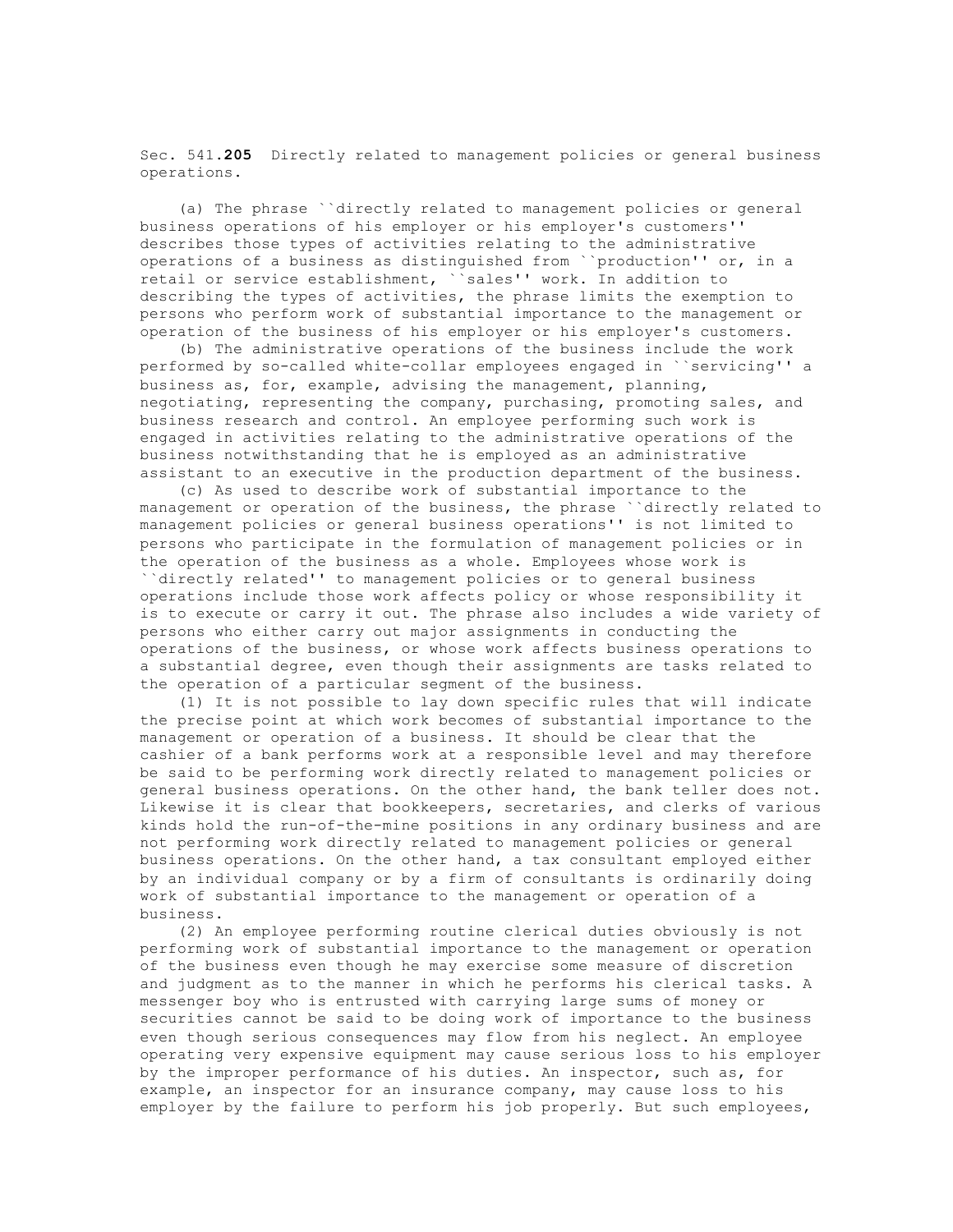Sec. 541.**205** Directly related to management policies or general business operations.

(a) The phrase ``directly related to management policies or general business operations of his employer or his employer's customers'' describes those types of activities relating to the administrative operations of a business as distinguished from ``production'' or, in a retail or service establishment, ``sales'' work. In addition to describing the types of activities, the phrase limits the exemption to persons who perform work of substantial importance to the management or operation of the business of his employer or his employer's customers.

(b) The administrative operations of the business include the work performed by so-called white-collar employees engaged in ``servicing'' a business as, for, example, advising the management, planning, negotiating, representing the company, purchasing, promoting sales, and business research and control. An employee performing such work is engaged in activities relating to the administrative operations of the business notwithstanding that he is employed as an administrative assistant to an executive in the production department of the business.

(c) As used to describe work of substantial importance to the management or operation of the business, the phrase ``directly related to management policies or general business operations'' is not limited to persons who participate in the formulation of management policies or in the operation of the business as a whole. Employees whose work is ``directly related'' to management policies or to general business operations include those work affects policy or whose responsibility it is to execute or carry it out. The phrase also includes a wide variety of persons who either carry out major assignments in conducting the operations of the business, or whose work affects business operations to a substantial degree, even though their assignments are tasks related to the operation of a particular segment of the business.

(1) It is not possible to lay down specific rules that will indicate the precise point at which work becomes of substantial importance to the management or operation of a business. It should be clear that the cashier of a bank performs work at a responsible level and may therefore be said to be performing work directly related to management policies or general business operations. On the other hand, the bank teller does not. Likewise it is clear that bookkeepers, secretaries, and clerks of various kinds hold the run-of-the-mine positions in any ordinary business and are not performing work directly related to management policies or general business operations. On the other hand, a tax consultant employed either by an individual company or by a firm of consultants is ordinarily doing work of substantial importance to the management or operation of a business.

(2) An employee performing routine clerical duties obviously is not performing work of substantial importance to the management or operation of the business even though he may exercise some measure of discretion and judgment as to the manner in which he performs his clerical tasks. A messenger boy who is entrusted with carrying large sums of money or securities cannot be said to be doing work of importance to the business even though serious consequences may flow from his neglect. An employee operating very expensive equipment may cause serious loss to his employer by the improper performance of his duties. An inspector, such as, for example, an inspector for an insurance company, may cause loss to his employer by the failure to perform his job properly. But such employees,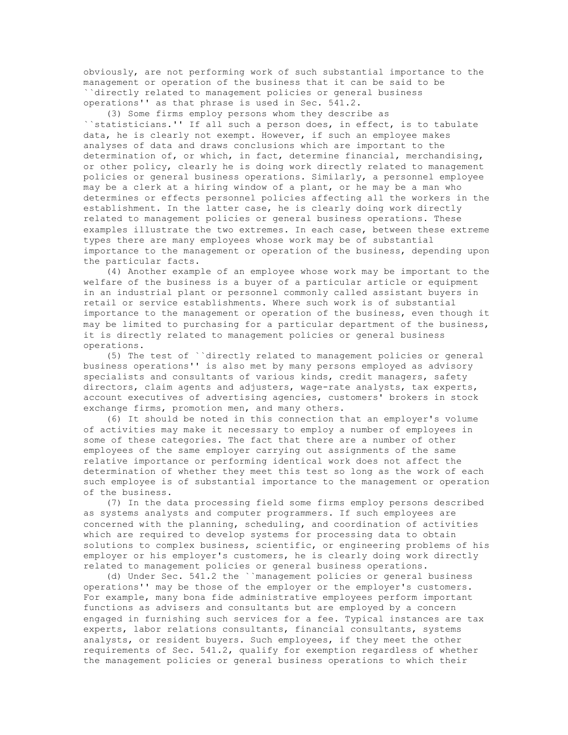obviously, are not performing work of such substantial importance to the management or operation of the business that it can be said to be ``directly related to management policies or general business operations'' as that phrase is used in Sec. 541.2.

(3) Some firms employ persons whom they describe as ``statisticians.'' If all such a person does, in effect, is to tabulate data, he is clearly not exempt. However, if such an employee makes analyses of data and draws conclusions which are important to the determination of, or which, in fact, determine financial, merchandising, or other policy, clearly he is doing work directly related to management policies or general business operations. Similarly, a personnel employee may be a clerk at a hiring window of a plant, or he may be a man who determines or effects personnel policies affecting all the workers in the establishment. In the latter case, he is clearly doing work directly related to management policies or general business operations. These examples illustrate the two extremes. In each case, between these extreme types there are many employees whose work may be of substantial importance to the management or operation of the business, depending upon the particular facts.

(4) Another example of an employee whose work may be important to the welfare of the business is a buyer of a particular article or equipment in an industrial plant or personnel commonly called assistant buyers in retail or service establishments. Where such work is of substantial importance to the management or operation of the business, even though it may be limited to purchasing for a particular department of the business, it is directly related to management policies or general business operations.

(5) The test of ``directly related to management policies or general business operations'' is also met by many persons employed as advisory specialists and consultants of various kinds, credit managers, safety directors, claim agents and adjusters, wage-rate analysts, tax experts, account executives of advertising agencies, customers' brokers in stock exchange firms, promotion men, and many others.

(6) It should be noted in this connection that an employer's volume of activities may make it necessary to employ a number of employees in some of these categories. The fact that there are a number of other employees of the same employer carrying out assignments of the same relative importance or performing identical work does not affect the determination of whether they meet this test so long as the work of each such employee is of substantial importance to the management or operation of the business.

(7) In the data processing field some firms employ persons described as systems analysts and computer programmers. If such employees are concerned with the planning, scheduling, and coordination of activities which are required to develop systems for processing data to obtain solutions to complex business, scientific, or engineering problems of his employer or his employer's customers, he is clearly doing work directly related to management policies or general business operations.

(d) Under Sec. 541.2 the ``management policies or general business operations'' may be those of the employer or the employer's customers. For example, many bona fide administrative employees perform important functions as advisers and consultants but are employed by a concern engaged in furnishing such services for a fee. Typical instances are tax experts, labor relations consultants, financial consultants, systems analysts, or resident buyers. Such employees, if they meet the other requirements of Sec. 541.2, qualify for exemption regardless of whether the management policies or general business operations to which their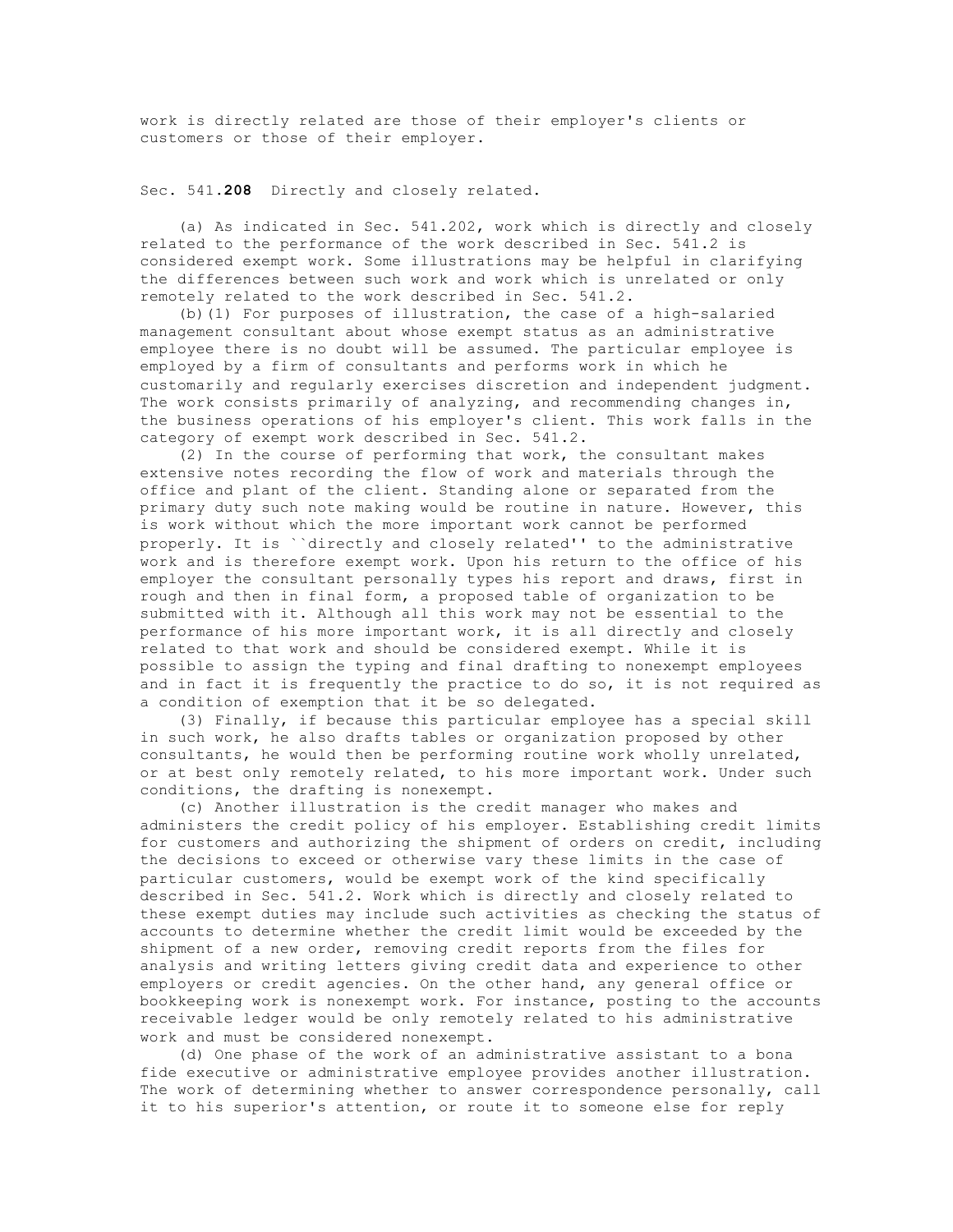work is directly related are those of their employer's clients or customers or those of their employer.

Sec. 541.**208** Directly and closely related.

(a) As indicated in Sec. 541.202, work which is directly and closely related to the performance of the work described in Sec. 541.2 is considered exempt work. Some illustrations may be helpful in clarifying the differences between such work and work which is unrelated or only remotely related to the work described in Sec. 541.2.

(b)(1) For purposes of illustration, the case of a high-salaried management consultant about whose exempt status as an administrative employee there is no doubt will be assumed. The particular employee is employed by a firm of consultants and performs work in which he customarily and regularly exercises discretion and independent judgment. The work consists primarily of analyzing, and recommending changes in, the business operations of his employer's client. This work falls in the category of exempt work described in Sec. 541.2.

(2) In the course of performing that work, the consultant makes extensive notes recording the flow of work and materials through the office and plant of the client. Standing alone or separated from the primary duty such note making would be routine in nature. However, this is work without which the more important work cannot be performed properly. It is ``directly and closely related'' to the administrative work and is therefore exempt work. Upon his return to the office of his employer the consultant personally types his report and draws, first in rough and then in final form, a proposed table of organization to be submitted with it. Although all this work may not be essential to the performance of his more important work, it is all directly and closely related to that work and should be considered exempt. While it is possible to assign the typing and final drafting to nonexempt employees and in fact it is frequently the practice to do so, it is not required as a condition of exemption that it be so delegated.

(3) Finally, if because this particular employee has a special skill in such work, he also drafts tables or organization proposed by other consultants, he would then be performing routine work wholly unrelated, or at best only remotely related, to his more important work. Under such conditions, the drafting is nonexempt.

(c) Another illustration is the credit manager who makes and administers the credit policy of his employer. Establishing credit limits for customers and authorizing the shipment of orders on credit, including the decisions to exceed or otherwise vary these limits in the case of particular customers, would be exempt work of the kind specifically described in Sec. 541.2. Work which is directly and closely related to these exempt duties may include such activities as checking the status of accounts to determine whether the credit limit would be exceeded by the shipment of a new order, removing credit reports from the files for analysis and writing letters giving credit data and experience to other employers or credit agencies. On the other hand, any general office or bookkeeping work is nonexempt work. For instance, posting to the accounts receivable ledger would be only remotely related to his administrative work and must be considered nonexempt.

(d) One phase of the work of an administrative assistant to a bona fide executive or administrative employee provides another illustration. The work of determining whether to answer correspondence personally, call it to his superior's attention, or route it to someone else for reply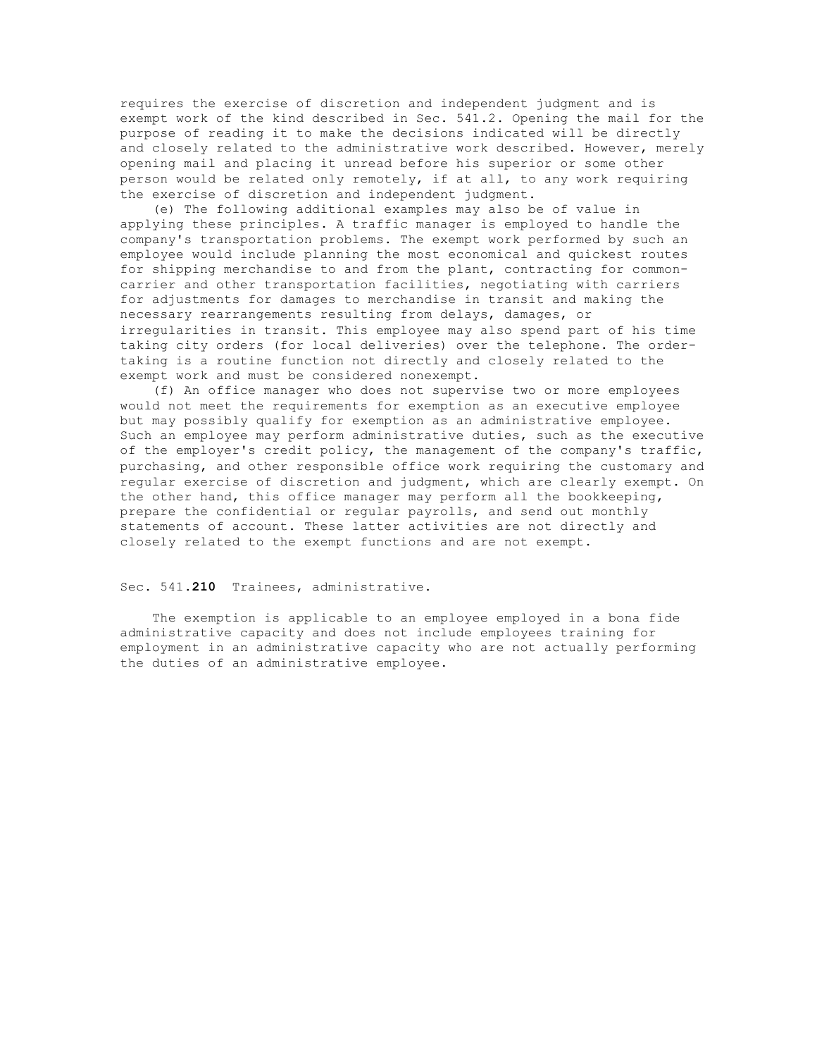requires the exercise of discretion and independent judgment and is exempt work of the kind described in Sec. 541.2. Opening the mail for the purpose of reading it to make the decisions indicated will be directly and closely related to the administrative work described. However, merely opening mail and placing it unread before his superior or some other person would be related only remotely, if at all, to any work requiring the exercise of discretion and independent judgment.

(e) The following additional examples may also be of value in applying these principles. A traffic manager is employed to handle the company's transportation problems. The exempt work performed by such an employee would include planning the most economical and quickest routes for shipping merchandise to and from the plant, contracting for common-carrier and other transportation facilities, negotiating with carriers for adjustments for damages to merchandise in transit and making the necessary rearrangements resulting from delays, damages, or irregularities in transit. This employee may also spend part of his time taking city orders (for local deliveries) over the telephone. The order-taking is a routine function not directly and closely related to the exempt work and must be considered nonexempt.

(f) An office manager who does not supervise two or more employees would not meet the requirements for exemption as an executive employee but may possibly qualify for exemption as an administrative employee. Such an employee may perform administrative duties, such as the executive of the employer's credit policy, the management of the company's traffic, purchasing, and other responsible office work requiring the customary and regular exercise of discretion and judgment, which are clearly exempt. On the other hand, this office manager may perform all the bookkeeping, prepare the confidential or regular payrolls, and send out monthly statements of account. These latter activities are not directly and closely related to the exempt functions and are not exempt.

## Sec. 541.**210** Trainees, administrative.

The exemption is applicable to an employee employed in a bona fide administrative capacity and does not include employees training for employment in an administrative capacity who are not actually performing the duties of an administrative employee.